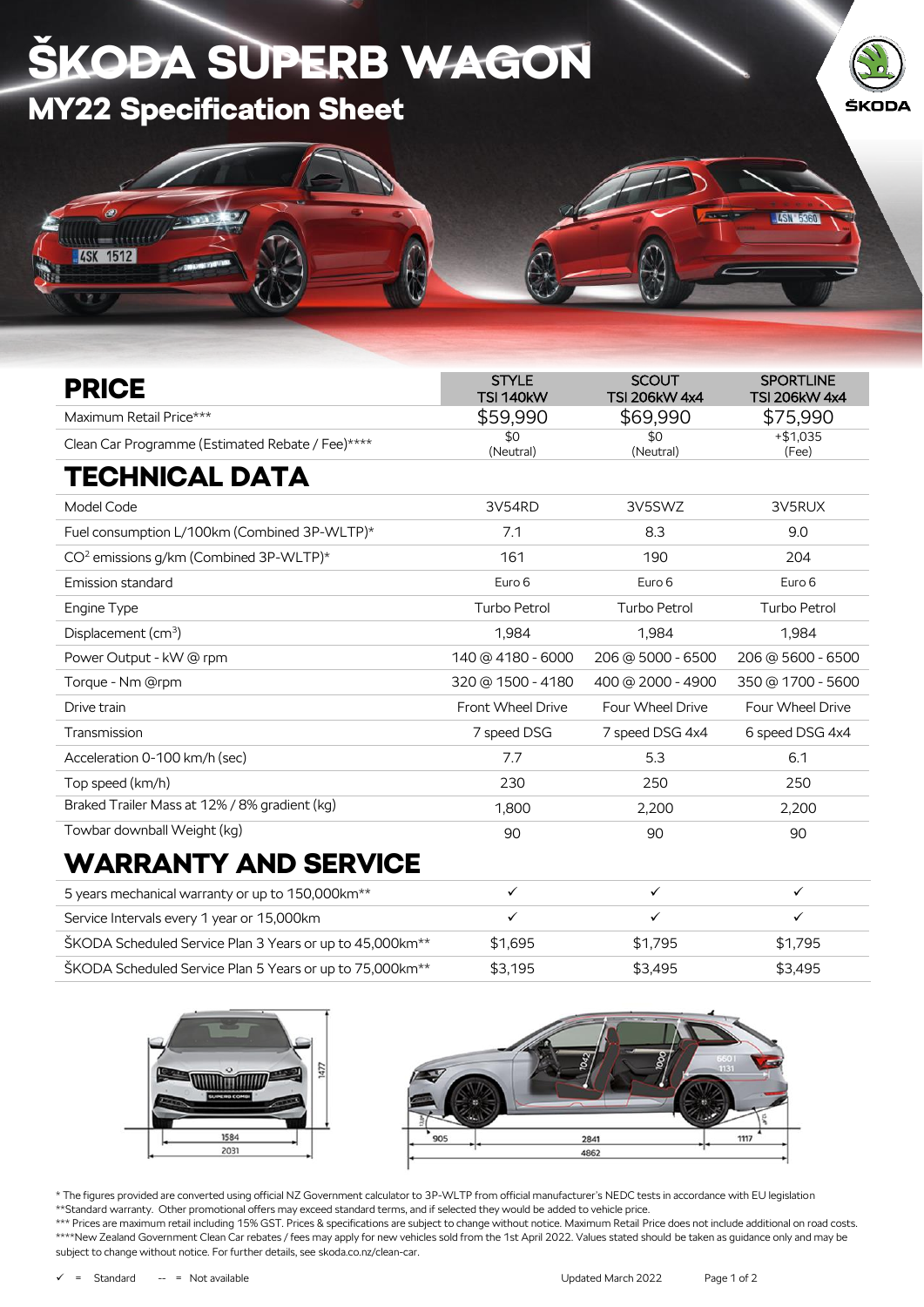# ŠKODA SUPERB WAGON

## MY22 Specification Sheet

| PRICE | STYLE TSI 140kW | SCOUT TSI 206kW 4x4 | SPORTLINE TSI 206kW 4x4 |
|---|---|---|---|
| Maximum Retail Price*** | $59,990 | $69,990 | $75,990 |
| Clean Car Programme (Estimated Rebate / Fee)**** | $0 (Neutral) | $0 (Neutral) | +$1,035 (Fee) |

## TECHNICAL DATA

| | STYLE TSI 140kW | SCOUT TSI 206kW 4x4 | SPORTLINE TSI 206kW 4x4 |
|---|---|---|---|
| Model Code | 3V54RD | 3V5SWZ | 3V5RUX |
| Fuel consumption L/100km (Combined 3P-WLTP)* | 7.1 | 8.3 | 9.0 |
| $CO^2$ emissions g/km (Combined 3P-WLTP)* | 161 | 190 | 204 |
| Emission standard | Euro 6 | Euro 6 | Euro 6 |
| Engine Type | Turbo Petrol | Turbo Petrol | Turbo Petrol |
| Displacement ($cm^3$) | 1,984 | 1,984 | 1,984 |
| Power Output - kW @ rpm | 140 @ 4180 - 6000 | 206 @ 5000 - 6500 | 206 @ 5600 - 6500 |
| Torque - Nm @rpm | 320 @ 1500 - 4180 | 400 @ 2000 - 4900 | 350 @ 1700 - 5600 |
| Drive train | Front Wheel Drive | Four Wheel Drive | Four Wheel Drive |
| Transmission | 7 speed DSG | 7 speed DSG 4x4 | 6 speed DSG 4x4 |
| Acceleration 0-100 km/h (sec) | 7.7 | 5.3 | 6.1 |
| Top speed (km/h) | 230 | 250 | 250 |
| Braked Trailer Mass at 12% / 8% gradient (kg) | 1,800 | 2,200 | 2,200 |
| Towbar downball Weight (kg) | 90 | 90 | 90 |

## WARRANTY AND SERVICE

| | STYLE TSI 140kW | SCOUT TSI 206kW 4x4 | SPORTLINE TSI 206kW 4x4 |
|---|---|---|---|
| 5 years mechanical warranty or up to 150,000km** | ✓ | ✓ | ✓ |
| Service Intervals every 1 year or 15,000km | ✓ | ✓ | ✓ |
| ŠKODA Scheduled Service Plan 3 Years or up to 45,000km** | $1,695 | $1,795 | $1,795 |
| ŠKODA Scheduled Service Plan 5 Years or up to 75,000km** | $3,195 | $3,495 | $3,495 |

1477 | 1584 | 2031 | 905 | 2841 | 1117 | 4862 | 1042 | 1000 | 660 | 1131

* The figures provided are converted using official NZ Government calculator to 3P-WLTP from official manufacturer's NEDC tests in accordance with EU legislation
**Standard warranty. Other promotional offers may exceed standard terms, and if selected they would be added to vehicle price.
*** Prices are maximum retail including 15% GST. Prices & specifications are subject to change without notice. Maximum Retail Price does not include additional on road costs.
****New Zealand Government Clean Car rebates / fees may apply for new vehicles sold from the 1st April 2022. Values stated should be taken as guidance only and may be subject to change without notice. For further details, see skoda.co.nz/clean-car.

✓ = Standard -- = Not available

Updated March 2022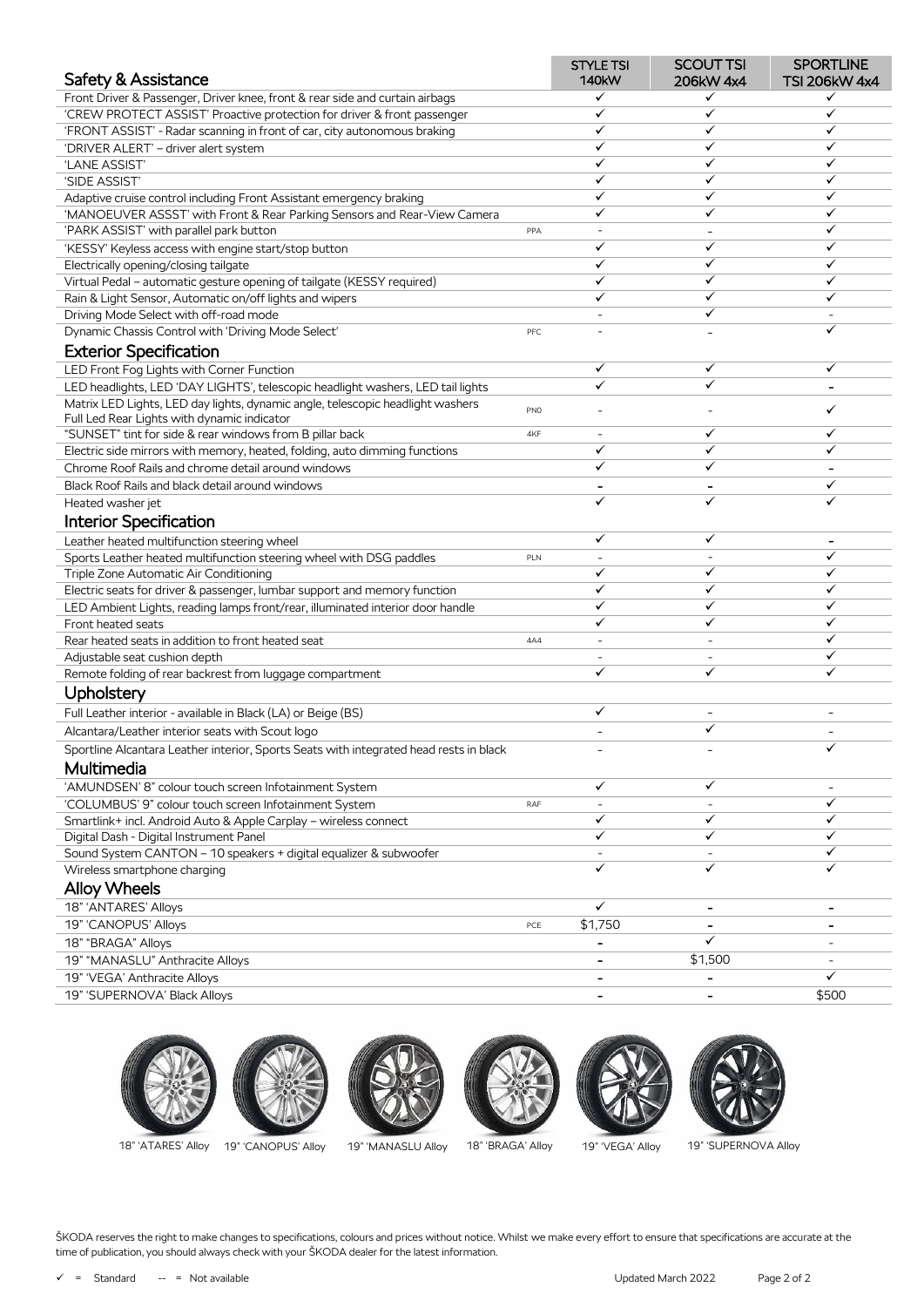| Safety & Assistance | | STYLE TSI 140kW | SCOUT TSI 206kW 4x4 | SPORTLINE TSI 206kW 4x4 |
|---|---|---|---|---|
| Front Driver & Passenger, Driver knee, front & rear side and curtain airbags | | ✓ | ✓ | ✓ |
| 'CREW PROTECT ASSIST' Proactive protection for driver & front passenger | | ✓ | ✓ | ✓ |
| 'FRONT ASSIST' - Radar scanning in front of car, city autonomous braking | | ✓ | ✓ | ✓ |
| 'DRIVER ALERT' – driver alert system | | ✓ | ✓ | ✓ |
| 'LANE ASSIST' | | ✓ | ✓ | ✓ |
| 'SIDE ASSIST' | | ✓ | ✓ | ✓ |
| Adaptive cruise control including Front Assistant emergency braking | | ✓ | ✓ | ✓ |
| 'MANOEUVER ASSST' with Front & Rear Parking Sensors and Rear-View Camera | | ✓ | ✓ | ✓ |
| 'PARK ASSIST' with parallel park button | PPA | - | - | ✓ |
| 'KESSY' Keyless access with engine start/stop button | | ✓ | ✓ | ✓ |
| Electrically opening/closing tailgate | | ✓ | ✓ | ✓ |
| Virtual Pedal – automatic gesture opening of tailgate (KESSY required) | | ✓ | ✓ | ✓ |
| Rain & Light Sensor, Automatic on/off lights and wipers | | ✓ | ✓ | ✓ |
| Driving Mode Select with off-road mode | | - | ✓ | - |
| Dynamic Chassis Control with 'Driving Mode Select' | PFC | - | - | ✓ |
| **Exterior Specification** | | | | |
| LED Front Fog Lights with Corner Function | | ✓ | ✓ | ✓ |
| LED headlights, LED 'DAY LIGHTS', telescopic headlight washers, LED tail lights | | ✓ | ✓ | - |
| Matrix LED Lights, LED day lights, dynamic angle, telescopic headlight washers Full Led Rear Lights with dynamic indicator | PN0 | - | - | ✓ |
| "SUNSET" tint for side & rear windows from B pillar back | 4KF | - | ✓ | ✓ |
| Electric side mirrors with memory, heated, folding, auto dimming functions | | ✓ | ✓ | ✓ |
| Chrome Roof Rails and chrome detail around windows | | ✓ | ✓ | - |
| Black Roof Rails and black detail around windows | | - | - | ✓ |
| Heated washer jet | | ✓ | ✓ | ✓ |
| **Interior Specification** | | | | |
| Leather heated multifunction steering wheel | | ✓ | ✓ | - |
| Sports Leather heated multifunction steering wheel with DSG paddles | PLN | - | - | ✓ |
| Triple Zone Automatic Air Conditioning | | ✓ | ✓ | ✓ |
| Electric seats for driver & passenger, lumbar support and memory function | | ✓ | ✓ | ✓ |
| LED Ambient Lights, reading lamps front/rear, illuminated interior door handle | | ✓ | ✓ | ✓ |
| Front heated seats | | ✓ | ✓ | ✓ |
| Rear heated seats in addition to front heated seat | 4A4 | - | - | ✓ |
| Adjustable seat cushion depth | | - | - | ✓ |
| Remote folding of rear backrest from luggage compartment | | ✓ | ✓ | ✓ |
| **Upholstery** | | | | |
| Full Leather interior - available in Black (LA) or Beige (BS) | | ✓ | - | - |
| Alcantara/Leather interior seats with Scout logo | | - | ✓ | - |
| Sportline Alcantara Leather interior, Sports Seats with integrated head rests in black | | - | - | ✓ |
| **Multimedia** | | | | |
| 'AMUNDSEN' 8" colour touch screen Infotainment System | | ✓ | ✓ | - |
| 'COLUMBUS' 9" colour touch screen Infotainment System | RAF | - | - | ✓ |
| Smartlink+ incl. Android Auto & Apple Carplay – wireless connect | | ✓ | ✓ | ✓ |
| Digital Dash - Digital Instrument Panel | | ✓ | ✓ | ✓ |
| Sound System CANTON – 10 speakers + digital equalizer & subwoofer | | - | - | ✓ |
| Wireless smartphone charging | | ✓ | ✓ | ✓ |
| **Alloy Wheels** | | | | |
| 18" 'ANTARES' Alloys | | ✓ | - | - |
| 19" 'CANOPUS' Alloys | PCE | $1,750 | - | - |
| 18" "BRAGA" Alloys | | - | ✓ | - |
| 19" "MANASLU" Anthracite Alloys | | - | $1,500 | - |
| 19" 'VEGA' Anthracite Alloys | | - | - | ✓ |
| 19" 'SUPERNOVA' Black Alloys | | - | - | $500 |

18" 'ATARES' Alloy　19" 'CANOPUS' Alloy　19" 'MANASLU Alloy　18" 'BRAGA' Alloy　19" 'VEGA' Alloy　19" 'SUPERNOVA Alloy

ŠKODA reserves the right to make changes to specifications, colours and prices without notice. Whilst we make every effort to ensure that specifications are accurate at the time of publication, you should always check with your ŠKODA dealer for the latest information.

✓ = Standard　-- = Not available

Updated March 2022